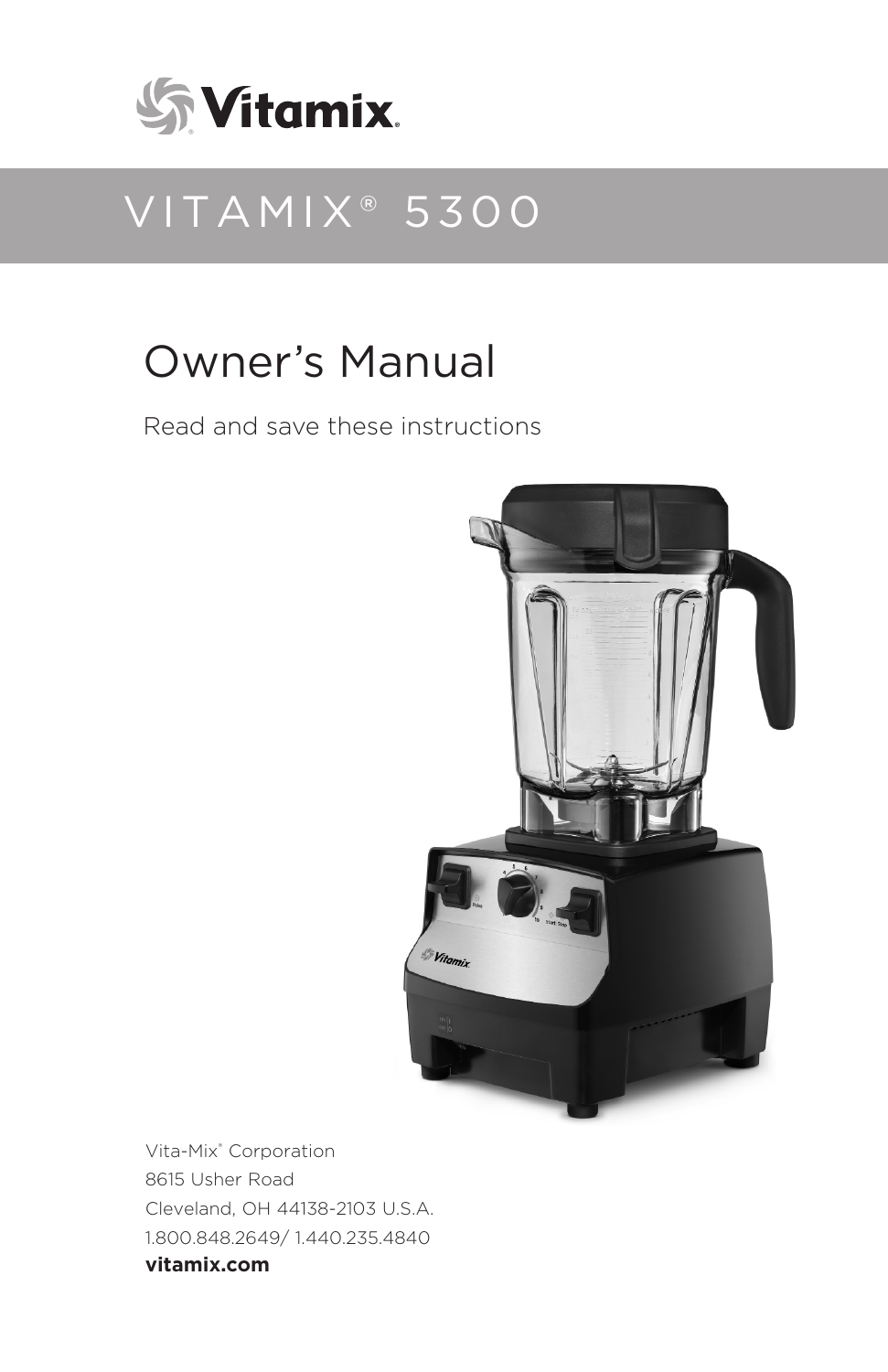Vitamix

# VITAMIX® 5300

## Owner's Manual

Read and save these instructions

Vita-Mix® Corporation
8615 Usher Road
Cleveland, OH 44138-2103 U.S.A.
1.800.848.2649/ 1.440.235.4840
**vitamix.com**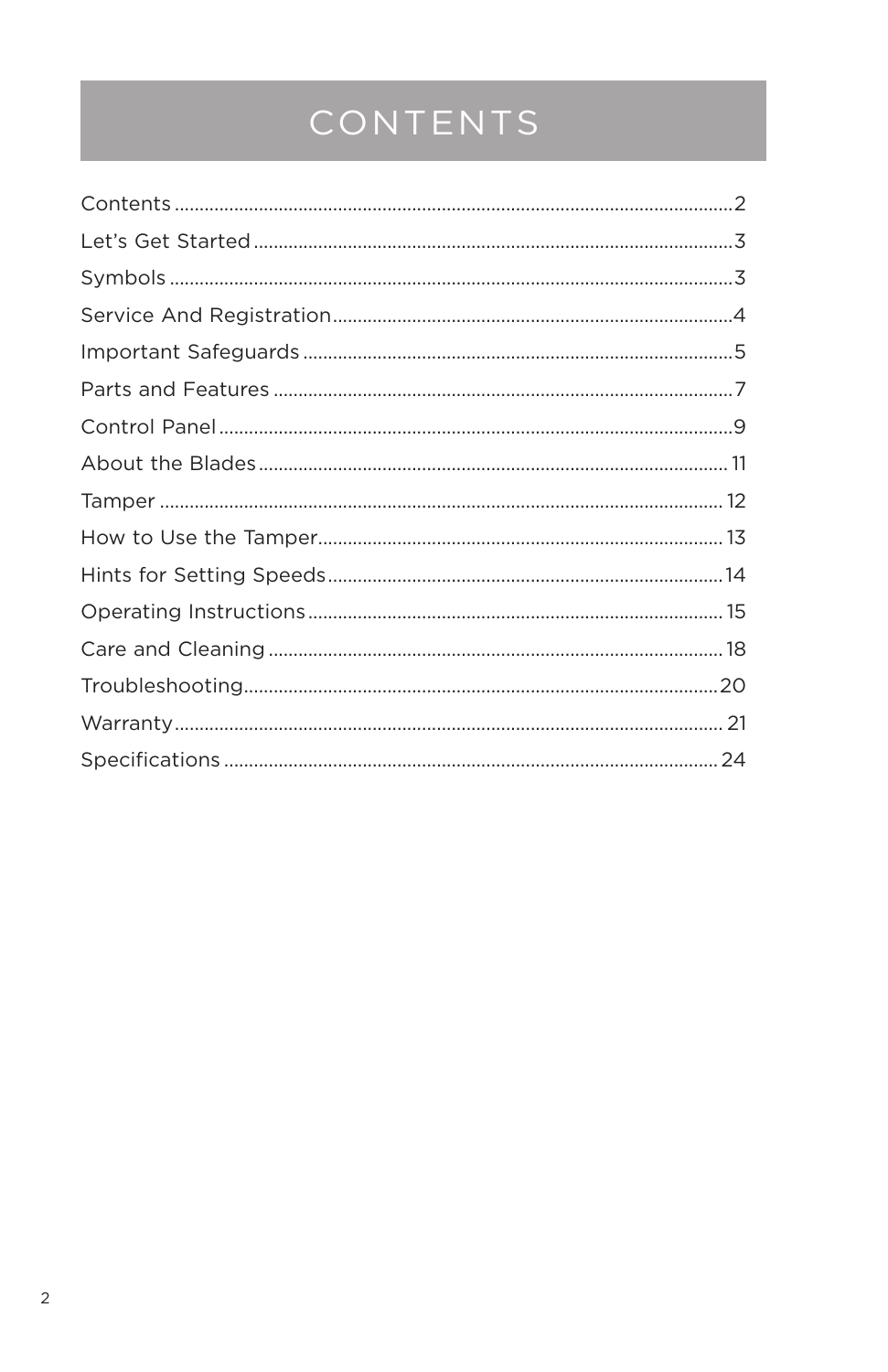# CONTENTS

| | |
|---|---|
| Contents | 2 |
| Let's Get Started | 3 |
| Symbols | 3 |
| Service And Registration | 4 |
| Important Safeguards | 5 |
| Parts and Features | 7 |
| Control Panel | 9 |
| About the Blades | 11 |
| Tamper | 12 |
| How to Use the Tamper | 13 |
| Hints for Setting Speeds | 14 |
| Operating Instructions | 15 |
| Care and Cleaning | 18 |
| Troubleshooting | 20 |
| Warranty | 21 |
| Specifications | 24 |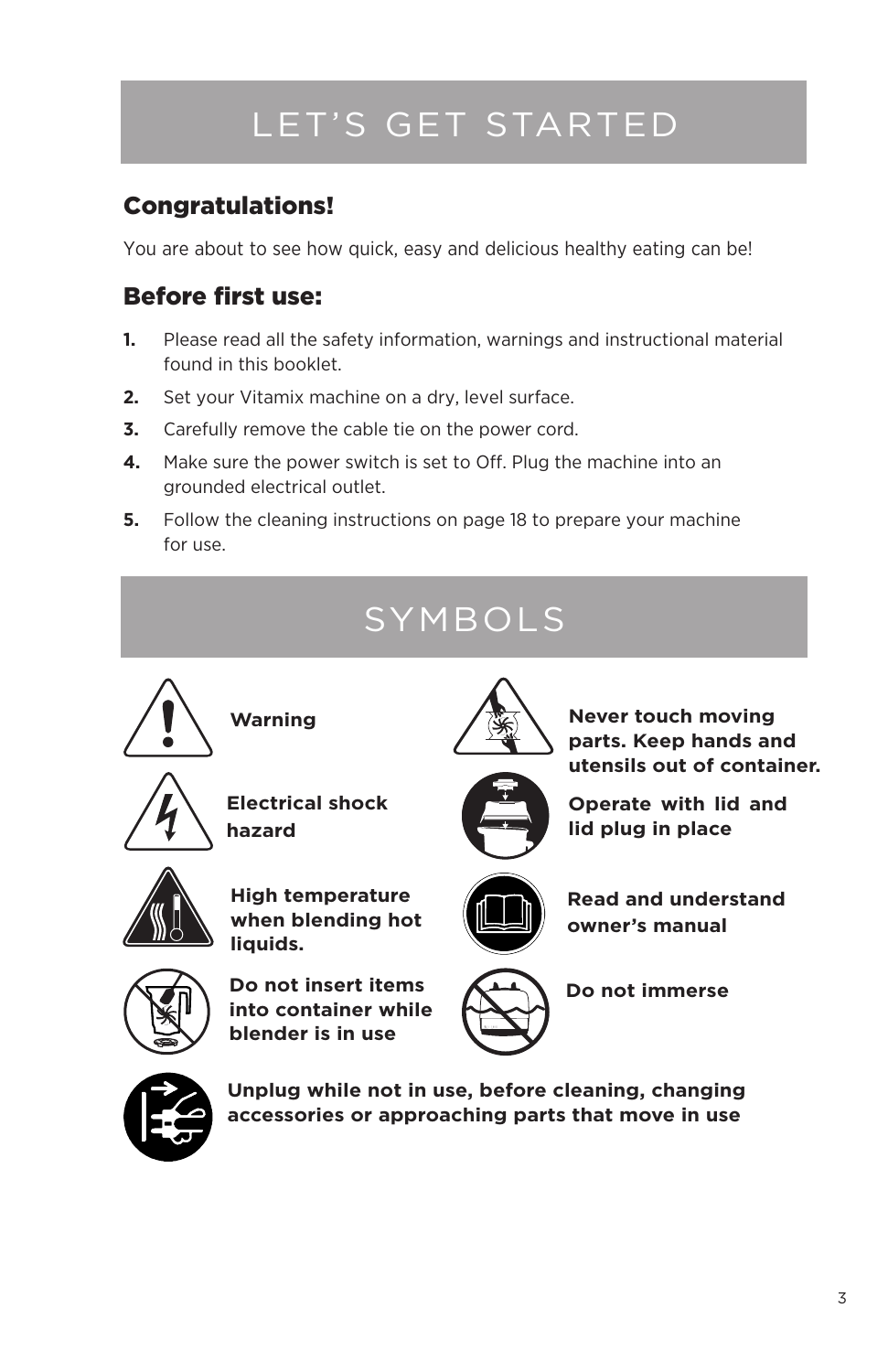# LET'S GET STARTED

## Congratulations!

You are about to see how quick, easy and delicious healthy eating can be!

## Before first use:

1. Please read all the safety information, warnings and instructional material found in this booklet.
2. Set your Vitamix machine on a dry, level surface.
3. Carefully remove the cable tie on the power cord.
4. Make sure the power switch is set to Off. Plug the machine into an grounded electrical outlet.
5. Follow the cleaning instructions on page 18 to prepare your machine for use.

# SYMBOLS

**Warning**

**Electrical shock hazard**

**High temperature when blending hot liquids.**

**Do not insert items into container while blender is in use**

**Never touch moving parts. Keep hands and utensils out of container.**

**Operate with lid and lid plug in place**

**Read and understand owner's manual**

**Do not immerse**

**Unplug while not in use, before cleaning, changing accessories or approaching parts that move in use**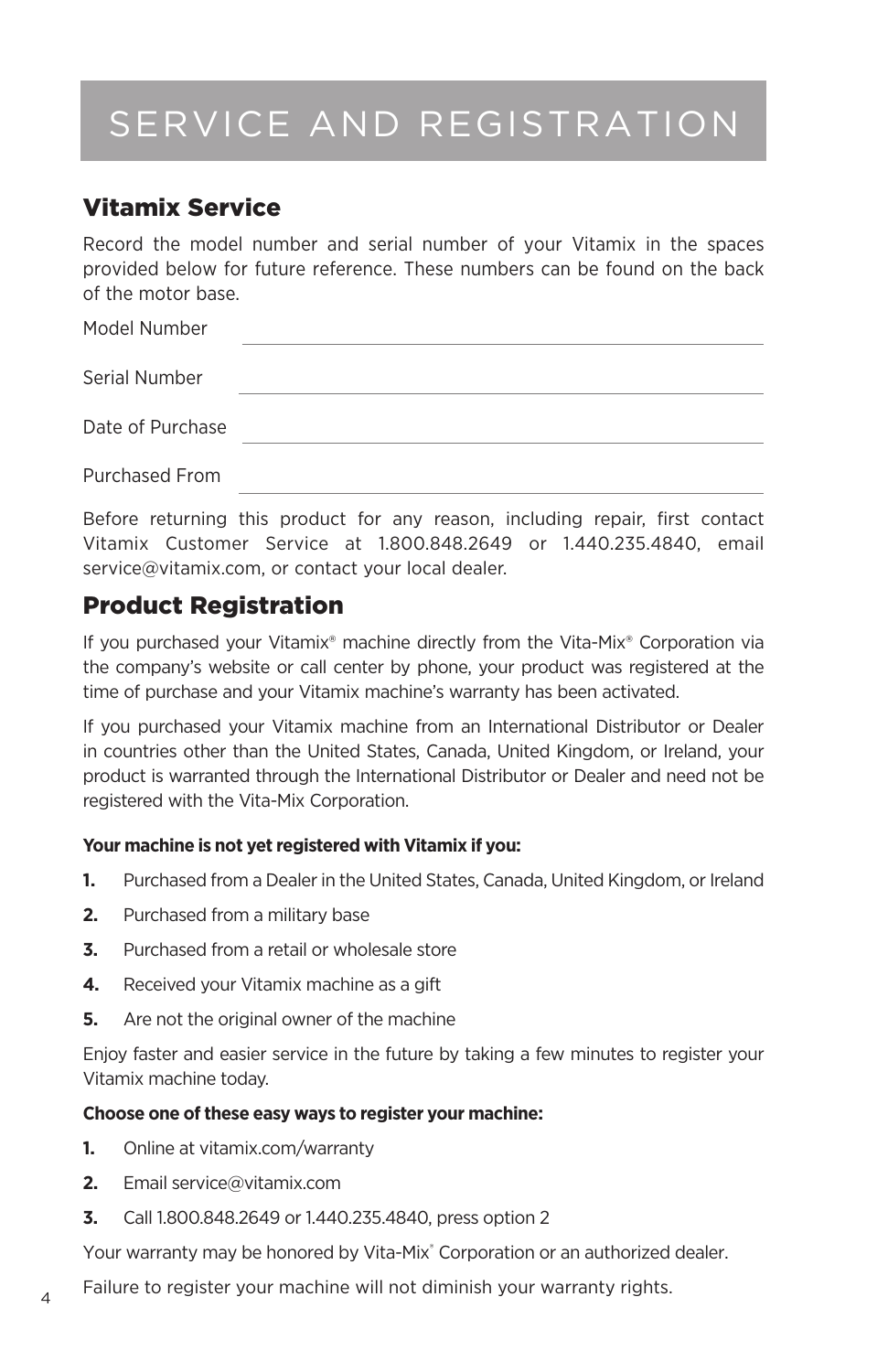# SERVICE AND REGISTRATION

## Vitamix Service

Record the model number and serial number of your Vitamix in the spaces provided below for future reference. These numbers can be found on the back of the motor base.

Model Number ______________________________

Serial Number ______________________________

Date of Purchase ______________________________

Purchased From ______________________________

Before returning this product for any reason, including repair, first contact Vitamix Customer Service at 1.800.848.2649 or 1.440.235.4840, email service@vitamix.com, or contact your local dealer.

## Product Registration

If you purchased your Vitamix® machine directly from the Vita-Mix® Corporation via the company's website or call center by phone, your product was registered at the time of purchase and your Vitamix machine's warranty has been activated.

If you purchased your Vitamix machine from an International Distributor or Dealer in countries other than the United States, Canada, United Kingdom, or Ireland, your product is warranted through the International Distributor or Dealer and need not be registered with the Vita-Mix Corporation.

**Your machine is not yet registered with Vitamix if you:**

1. Purchased from a Dealer in the United States, Canada, United Kingdom, or Ireland
2. Purchased from a military base
3. Purchased from a retail or wholesale store
4. Received your Vitamix machine as a gift
5. Are not the original owner of the machine

Enjoy faster and easier service in the future by taking a few minutes to register your Vitamix machine today.

**Choose one of these easy ways to register your machine:**

1. Online at vitamix.com/warranty
2. Email service@vitamix.com
3. Call 1.800.848.2649 or 1.440.235.4840, press option 2

Your warranty may be honored by Vita-Mix® Corporation or an authorized dealer.

Failure to register your machine will not diminish your warranty rights.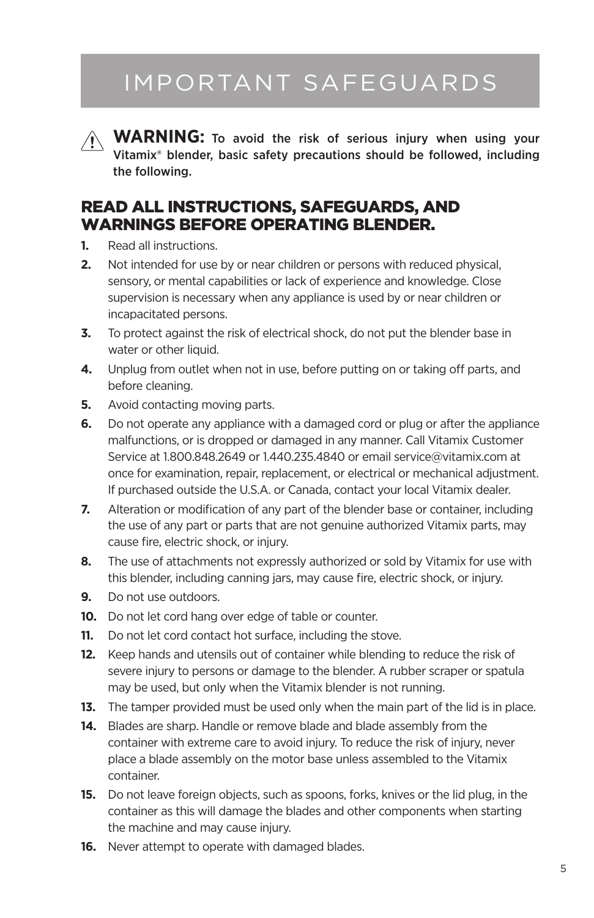# IMPORTANT SAFEGUARDS

⚠ **WARNING:** To avoid the risk of serious injury when using your Vitamix® blender, basic safety precautions should be followed, including the following.

## READ ALL INSTRUCTIONS, SAFEGUARDS, AND WARNINGS BEFORE OPERATING BLENDER.

1. Read all instructions.
2. Not intended for use by or near children or persons with reduced physical, sensory, or mental capabilities or lack of experience and knowledge. Close supervision is necessary when any appliance is used by or near children or incapacitated persons.
3. To protect against the risk of electrical shock, do not put the blender base in water or other liquid.
4. Unplug from outlet when not in use, before putting on or taking off parts, and before cleaning.
5. Avoid contacting moving parts.
6. Do not operate any appliance with a damaged cord or plug or after the appliance malfunctions, or is dropped or damaged in any manner. Call Vitamix Customer Service at 1.800.848.2649 or 1.440.235.4840 or email service@vitamix.com at once for examination, repair, replacement, or electrical or mechanical adjustment. If purchased outside the U.S.A. or Canada, contact your local Vitamix dealer.
7. Alteration or modification of any part of the blender base or container, including the use of any part or parts that are not genuine authorized Vitamix parts, may cause fire, electric shock, or injury.
8. The use of attachments not expressly authorized or sold by Vitamix for use with this blender, including canning jars, may cause fire, electric shock, or injury.
9. Do not use outdoors.
10. Do not let cord hang over edge of table or counter.
11. Do not let cord contact hot surface, including the stove.
12. Keep hands and utensils out of container while blending to reduce the risk of severe injury to persons or damage to the blender. A rubber scraper or spatula may be used, but only when the Vitamix blender is not running.
13. The tamper provided must be used only when the main part of the lid is in place.
14. Blades are sharp. Handle or remove blade and blade assembly from the container with extreme care to avoid injury. To reduce the risk of injury, never place a blade assembly on the motor base unless assembled to the Vitamix container.
15. Do not leave foreign objects, such as spoons, forks, knives or the lid plug, in the container as this will damage the blades and other components when starting the machine and may cause injury.
16. Never attempt to operate with damaged blades.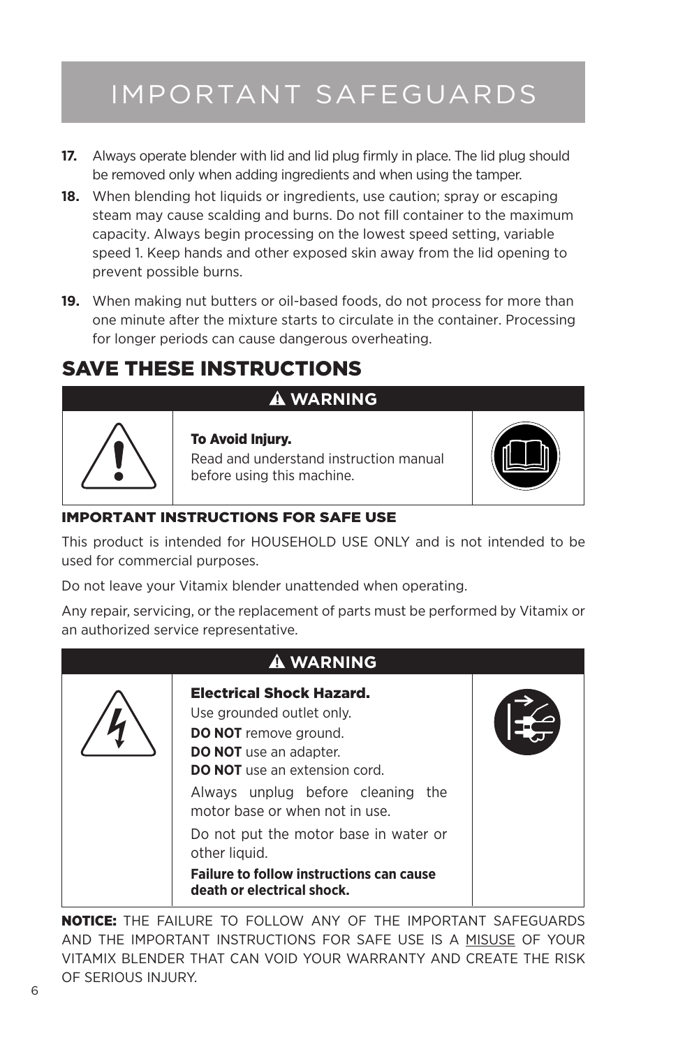# IMPORTANT SAFEGUARDS

17. Always operate blender with lid and lid plug firmly in place. The lid plug should be removed only when adding ingredients and when using the tamper.
18. When blending hot liquids or ingredients, use caution; spray or escaping steam may cause scalding and burns. Do not fill container to the maximum capacity. Always begin processing on the lowest speed setting, variable speed 1. Keep hands and other exposed skin away from the lid opening to prevent possible burns.
19. When making nut butters or oil-based foods, do not process for more than one minute after the mixture starts to circulate in the container. Processing for longer periods can cause dangerous overheating.

## SAVE THESE INSTRUCTIONS

**⚠ WARNING**

**To Avoid Injury.**
Read and understand instruction manual before using this machine.

### IMPORTANT INSTRUCTIONS FOR SAFE USE

This product is intended for HOUSEHOLD USE ONLY and is not intended to be used for commercial purposes.

Do not leave your Vitamix blender unattended when operating.

Any repair, servicing, or the replacement of parts must be performed by Vitamix or an authorized service representative.

**⚠ WARNING**

**Electrical Shock Hazard.**
Use grounded outlet only.
**DO NOT** remove ground.
**DO NOT** use an adapter.
**DO NOT** use an extension cord.

Always unplug before cleaning the motor base or when not in use.

Do not put the motor base in water or other liquid.

**Failure to follow instructions can cause death or electrical shock.**

**NOTICE:** THE FAILURE TO FOLLOW ANY OF THE IMPORTANT SAFEGUARDS AND THE IMPORTANT INSTRUCTIONS FOR SAFE USE IS A MISUSE OF YOUR VITAMIX BLENDER THAT CAN VOID YOUR WARRANTY AND CREATE THE RISK OF SERIOUS INJURY.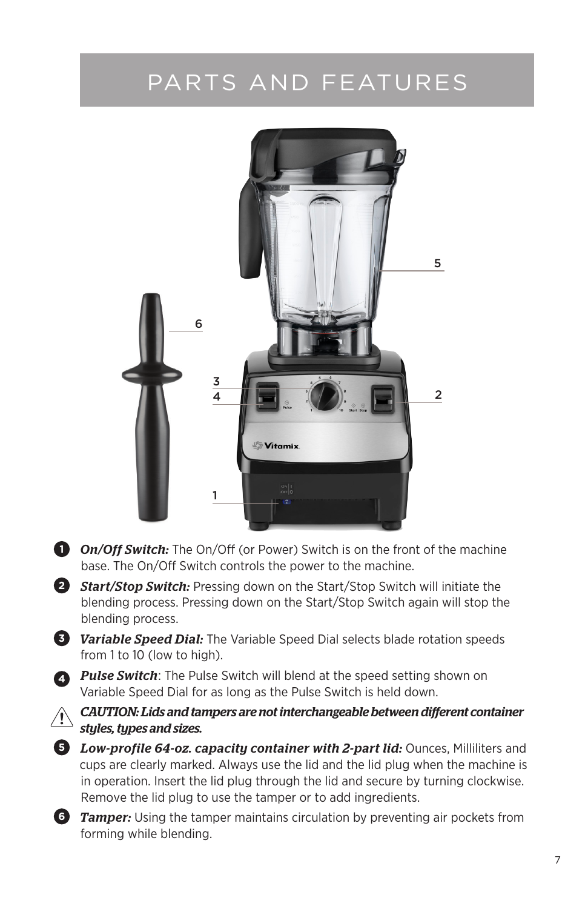# PARTS AND FEATURES

1. ***On/Off Switch:*** The On/Off (or Power) Switch is on the front of the machine base. The On/Off Switch controls the power to the machine.

2. ***Start/Stop Switch:*** Pressing down on the Start/Stop Switch will initiate the blending process. Pressing down on the Start/Stop Switch again will stop the blending process.

3. ***Variable Speed Dial:*** The Variable Speed Dial selects blade rotation speeds from 1 to 10 (low to high).

4. ***Pulse Switch***: The Pulse Switch will blend at the speed setting shown on Variable Speed Dial for as long as the Pulse Switch is held down.

⚠ ***CAUTION: Lids and tampers are not interchangeable between different container styles, types and sizes.***

5. ***Low-profile 64-oz. capacity container with 2-part lid:*** Ounces, Milliliters and cups are clearly marked. Always use the lid and the lid plug when the machine is in operation. Insert the lid plug through the lid and secure by turning clockwise. Remove the lid plug to use the tamper or to add ingredients.

6. ***Tamper:*** Using the tamper maintains circulation by preventing air pockets from forming while blending.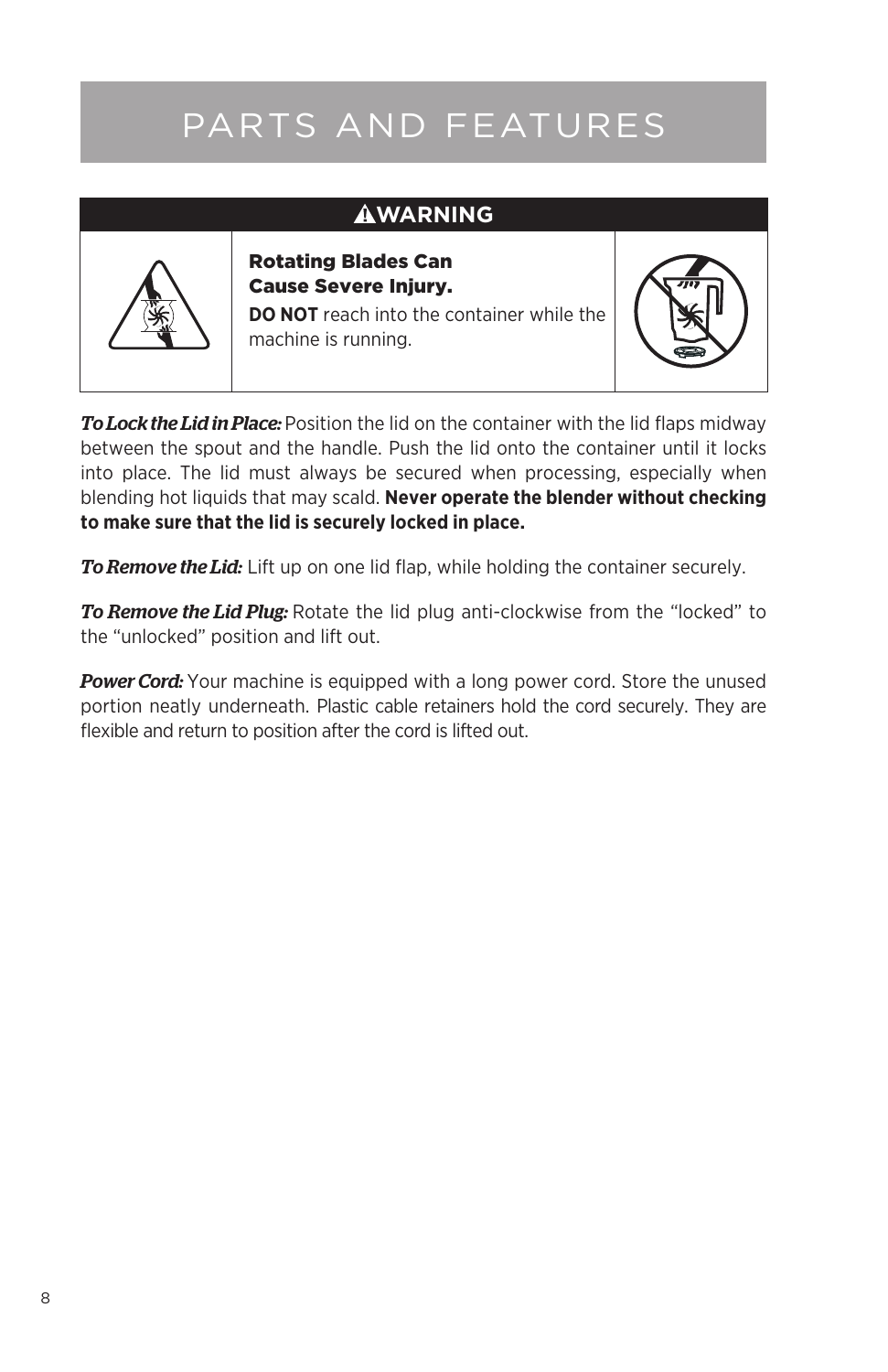# PARTS AND FEATURES

**⚠WARNING**

**Rotating Blades Can Cause Severe Injury.**

**DO NOT** reach into the container while the machine is running.

***To Lock the Lid in Place:*** Position the lid on the container with the lid flaps midway between the spout and the handle. Push the lid onto the container until it locks into place. The lid must always be secured when processing, especially when blending hot liquids that may scald. **Never operate the blender without checking to make sure that the lid is securely locked in place.**

***To Remove the Lid:*** Lift up on one lid flap, while holding the container securely.

***To Remove the Lid Plug:*** Rotate the lid plug anti-clockwise from the "locked" to the "unlocked" position and lift out.

***Power Cord:*** Your machine is equipped with a long power cord. Store the unused portion neatly underneath. Plastic cable retainers hold the cord securely. They are flexible and return to position after the cord is lifted out.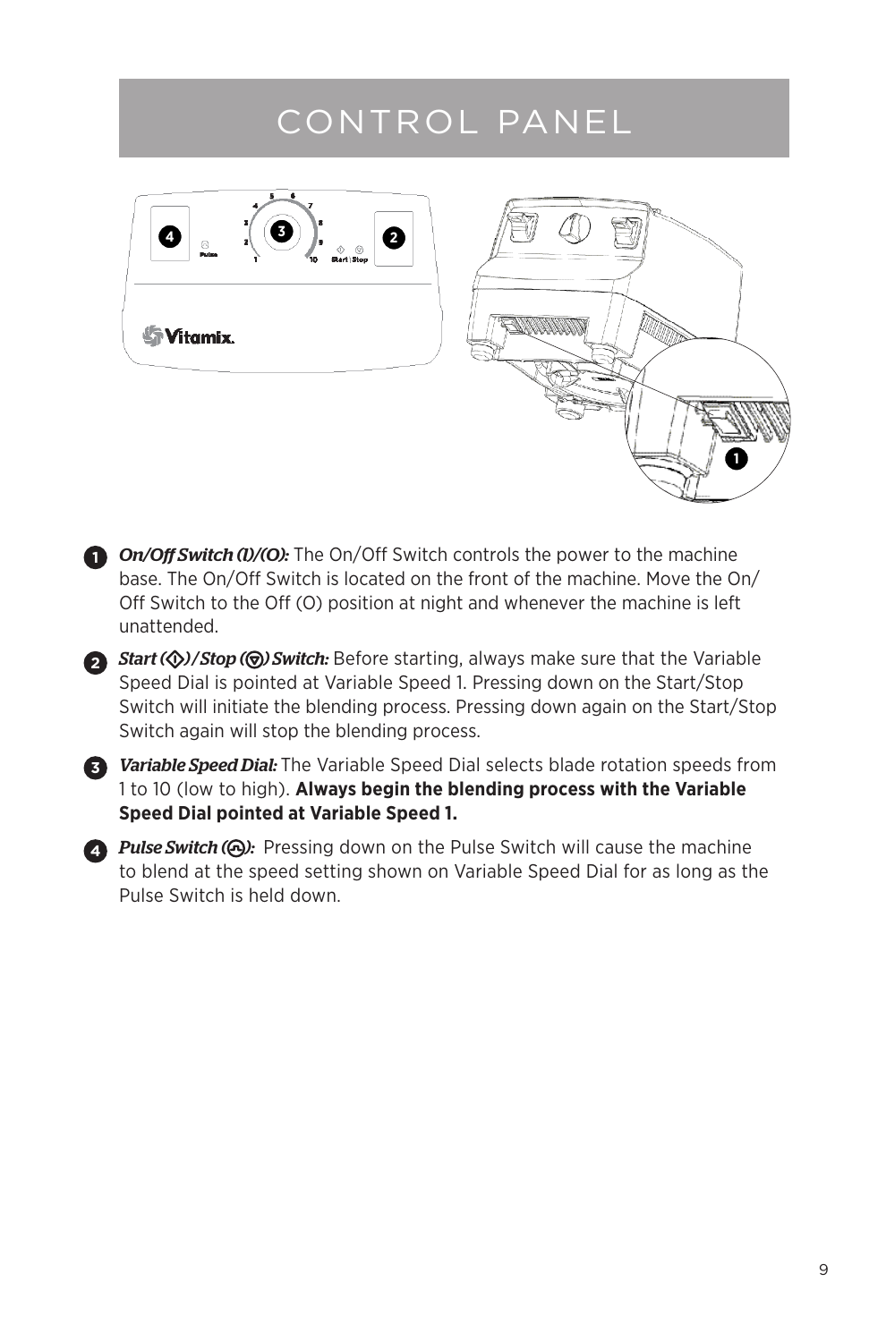# CONTROL PANEL

1. ***On/Off Switch (I)/(O):*** The On/Off Switch controls the power to the machine base. The On/Off Switch is located on the front of the machine. Move the On/Off Switch to the Off (O) position at night and whenever the machine is left unattended.

2. ***Start ( )/Stop ( ) Switch:*** Before starting, always make sure that the Variable Speed Dial is pointed at Variable Speed 1. Pressing down on the Start/Stop Switch will initiate the blending process. Pressing down again on the Start/Stop Switch again will stop the blending process.

3. ***Variable Speed Dial:*** The Variable Speed Dial selects blade rotation speeds from 1 to 10 (low to high). **Always begin the blending process with the Variable Speed Dial pointed at Variable Speed 1.**

4. ***Pulse Switch ( ):*** Pressing down on the Pulse Switch will cause the machine to blend at the speed setting shown on Variable Speed Dial for as long as the Pulse Switch is held down.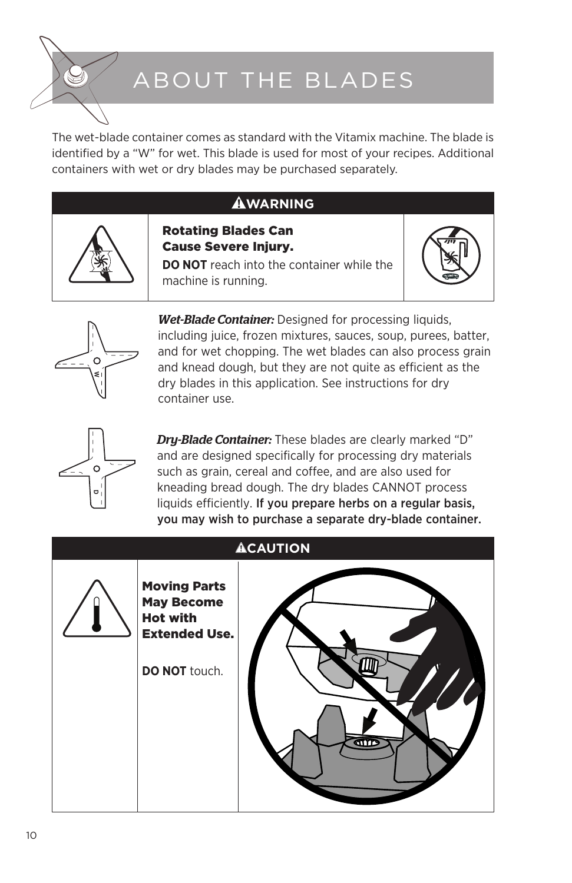# ABOUT THE BLADES

The wet-blade container comes as standard with the Vitamix machine. The blade is identified by a "W" for wet. This blade is used for most of your recipes. Additional containers with wet or dry blades may be purchased separately.

**⚠WARNING**

**Rotating Blades Can Cause Severe Injury.**

**DO NOT** reach into the container while the machine is running.

***Wet-Blade Container:*** Designed for processing liquids, including juice, frozen mixtures, sauces, soup, purees, batter, and for wet chopping. The wet blades can also process grain and knead dough, but they are not quite as efficient as the dry blades in this application. See instructions for dry container use.

***Dry-Blade Container:*** These blades are clearly marked "D" and are designed specifically for processing dry materials such as grain, cereal and coffee, and are also used for kneading bread dough. The dry blades CANNOT process liquids efficiently. **If you prepare herbs on a regular basis, you may wish to purchase a separate dry-blade container.**

**⚠CAUTION**

**Moving Parts May Become Hot with Extended Use.**

**DO NOT** touch.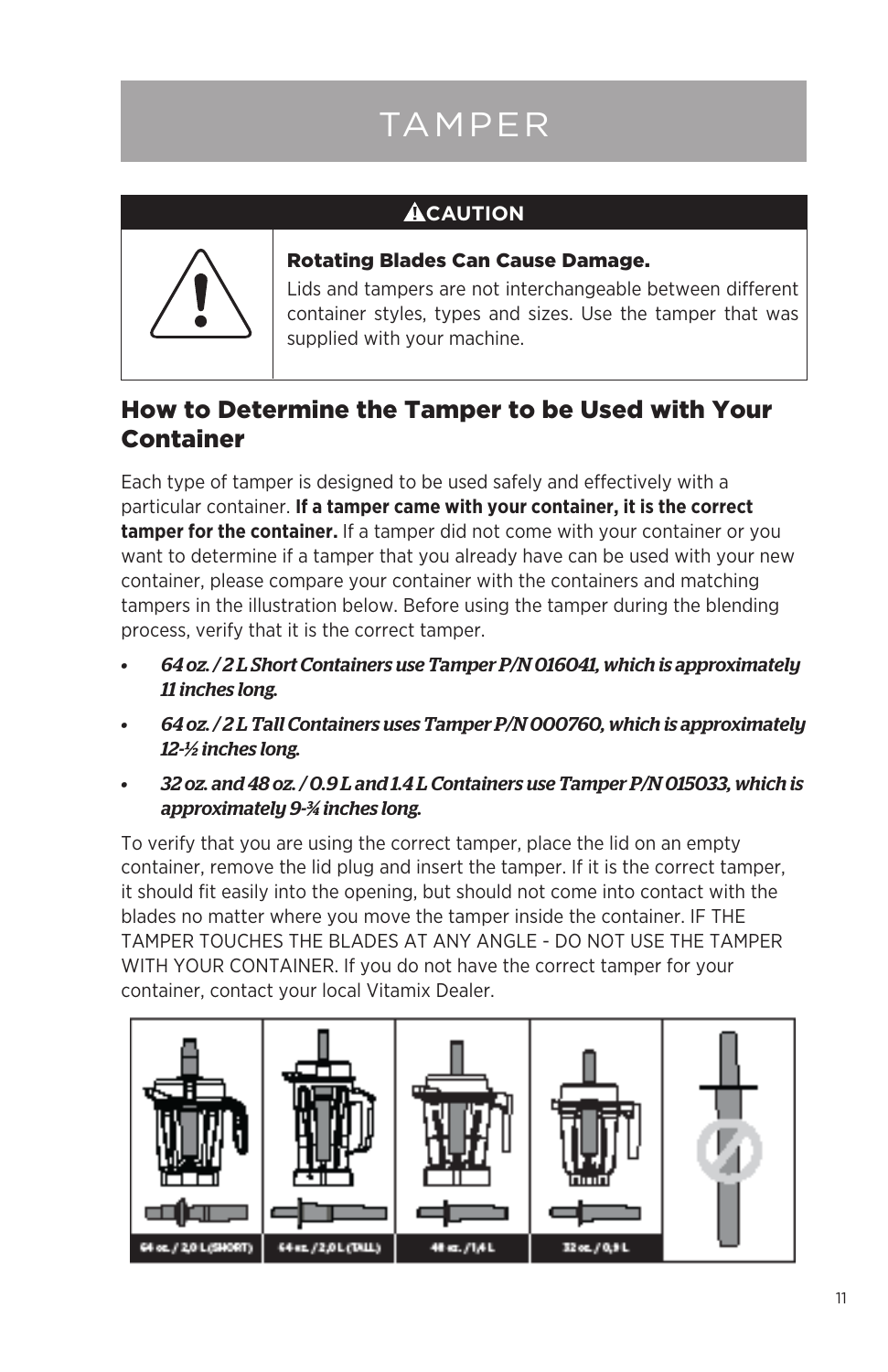# TAMPER

**⚠CAUTION**

**Rotating Blades Can Cause Damage.**

Lids and tampers are not interchangeable between different container styles, types and sizes. Use the tamper that was supplied with your machine.

## How to Determine the Tamper to be Used with Your Container

Each type of tamper is designed to be used safely and effectively with a particular container. **If a tamper came with your container, it is the correct tamper for the container.** If a tamper did not come with your container or you want to determine if a tamper that you already have can be used with your new container, please compare your container with the containers and matching tampers in the illustration below. Before using the tamper during the blending process, verify that it is the correct tamper.

- ***64 oz. / 2 L Short Containers use Tamper P/N 016041, which is approximately 11 inches long.***
- ***64 oz. / 2 L Tall Containers uses Tamper P/N 000760, which is approximately 12-½ inches long.***
- ***32 oz. and 48 oz. / 0.9 L and 1.4 L Containers use Tamper P/N 015033, which is approximately 9-¾ inches long.***

To verify that you are using the correct tamper, place the lid on an empty container, remove the lid plug and insert the tamper. If it is the correct tamper, it should fit easily into the opening, but should not come into contact with the blades no matter where you move the tamper inside the container. IF THE TAMPER TOUCHES THE BLADES AT ANY ANGLE - DO NOT USE THE TAMPER WITH YOUR CONTAINER. If you do not have the correct tamper for your container, contact your local Vitamix Dealer.

64 oz. / 2,0 L (SHORT) | 64 oz. / 2,0 L (TALL) | 48 oz. / 1,4 L | 32 oz. / 0,9 L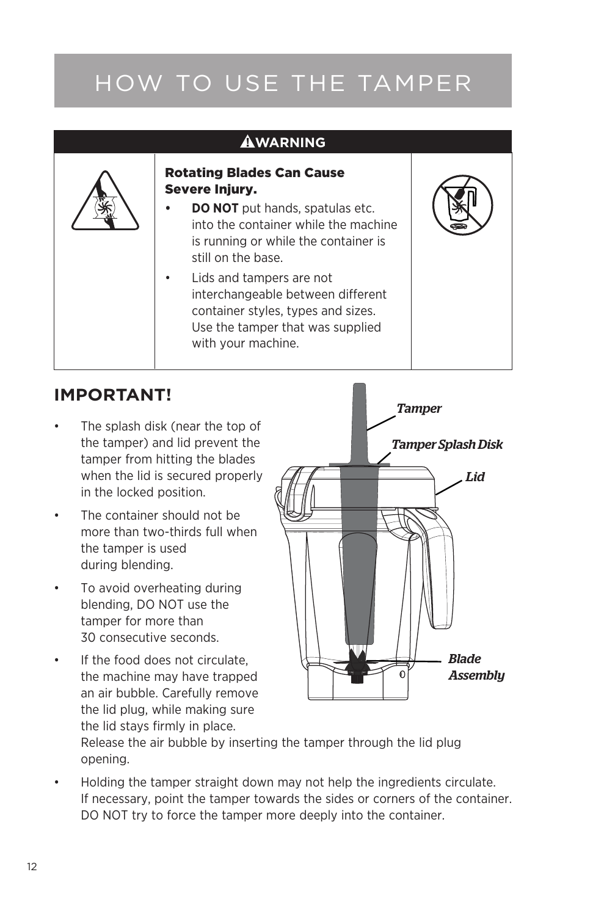# HOW TO USE THE TAMPER

| ⚠WARNING |
| --- |
| **Rotating Blades Can Cause Severe Injury.**<br>• **DO NOT** put hands, spatulas etc. into the container while the machine is running or while the container is still on the base.<br>• Lids and tampers are not interchangeable between different container styles, types and sizes. Use the tamper that was supplied with your machine. |

## IMPORTANT!

- The splash disk (near the top of the tamper) and lid prevent the tamper from hitting the blades when the lid is secured properly in the locked position.
- The container should not be more than two-thirds full when the tamper is used during blending.
- To avoid overheating during blending, DO NOT use the tamper for more than 30 consecutive seconds.
- If the food does not circulate, the machine may have trapped an air bubble. Carefully remove the lid plug, while making sure the lid stays firmly in place. Release the air bubble by inserting the tamper through the lid plug opening.
- Holding the tamper straight down may not help the ingredients circulate. If necessary, point the tamper towards the sides or corners of the container. DO NOT try to force the tamper more deeply into the container.

*Tamper*

*Tamper Splash Disk*

*Lid*

*Blade Assembly*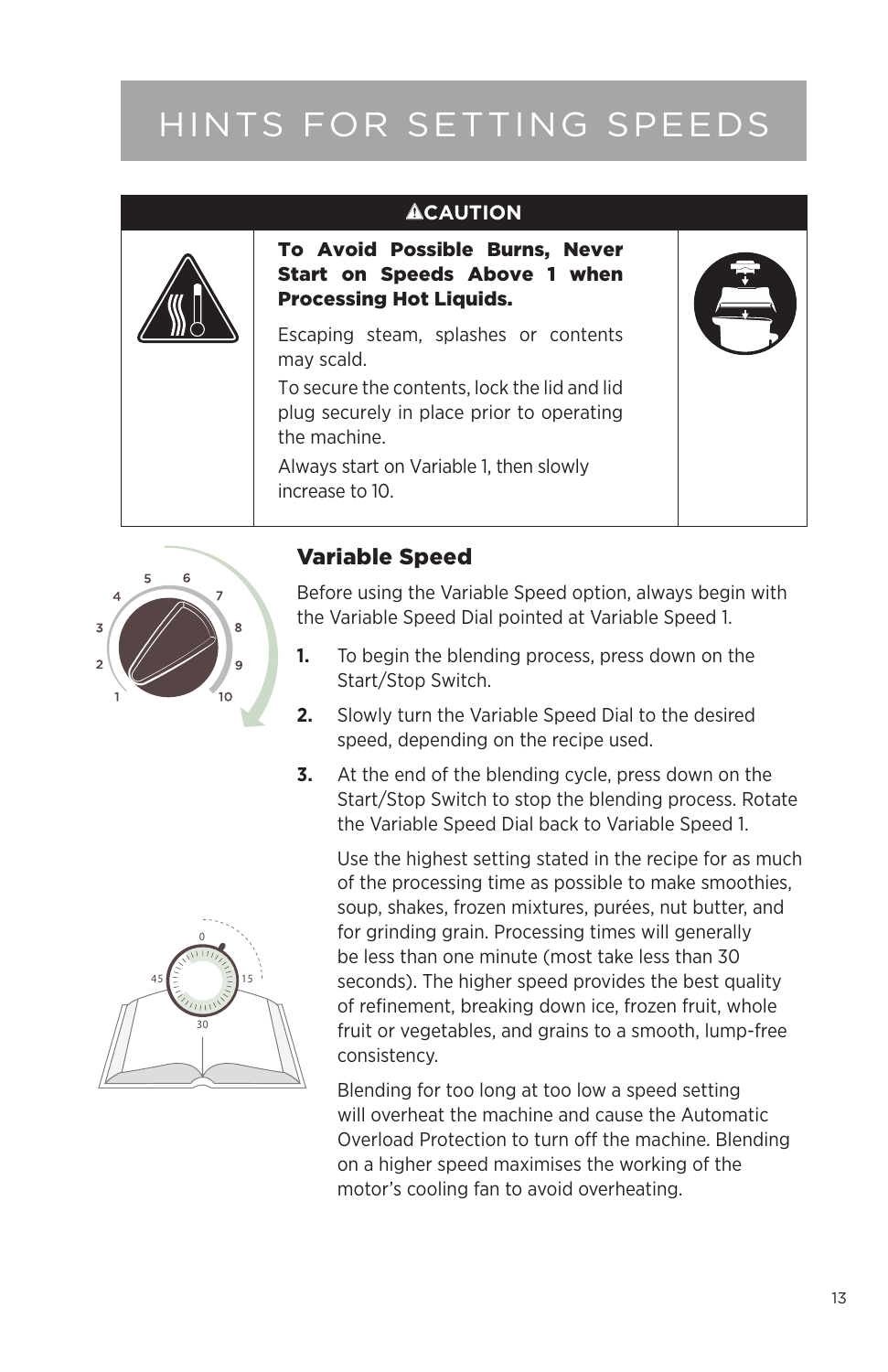# HINTS FOR SETTING SPEEDS

| ⚠CAUTION |
|---|
| **To Avoid Possible Burns, Never Start on Speeds Above 1 when Processing Hot Liquids.**<br>Escaping steam, splashes or contents may scald.<br>To secure the contents, lock the lid and lid plug securely in place prior to operating the machine.<br>Always start on Variable 1, then slowly increase to 10. |

## Variable Speed

Before using the Variable Speed option, always begin with the Variable Speed Dial pointed at Variable Speed 1.

1. To begin the blending process, press down on the Start/Stop Switch.
2. Slowly turn the Variable Speed Dial to the desired speed, depending on the recipe used.
3. At the end of the blending cycle, press down on the Start/Stop Switch to stop the blending process. Rotate the Variable Speed Dial back to Variable Speed 1.

   Use the highest setting stated in the recipe for as much of the processing time as possible to make smoothies, soup, shakes, frozen mixtures, purées, nut butter, and for grinding grain. Processing times will generally be less than one minute (most take less than 30 seconds). The higher speed provides the best quality of refinement, breaking down ice, frozen fruit, whole fruit or vegetables, and grains to a smooth, lump-free consistency.

   Blending for too long at too low a speed setting will overheat the machine and cause the Automatic Overload Protection to turn off the machine. Blending on a higher speed maximises the working of the motor's cooling fan to avoid overheating.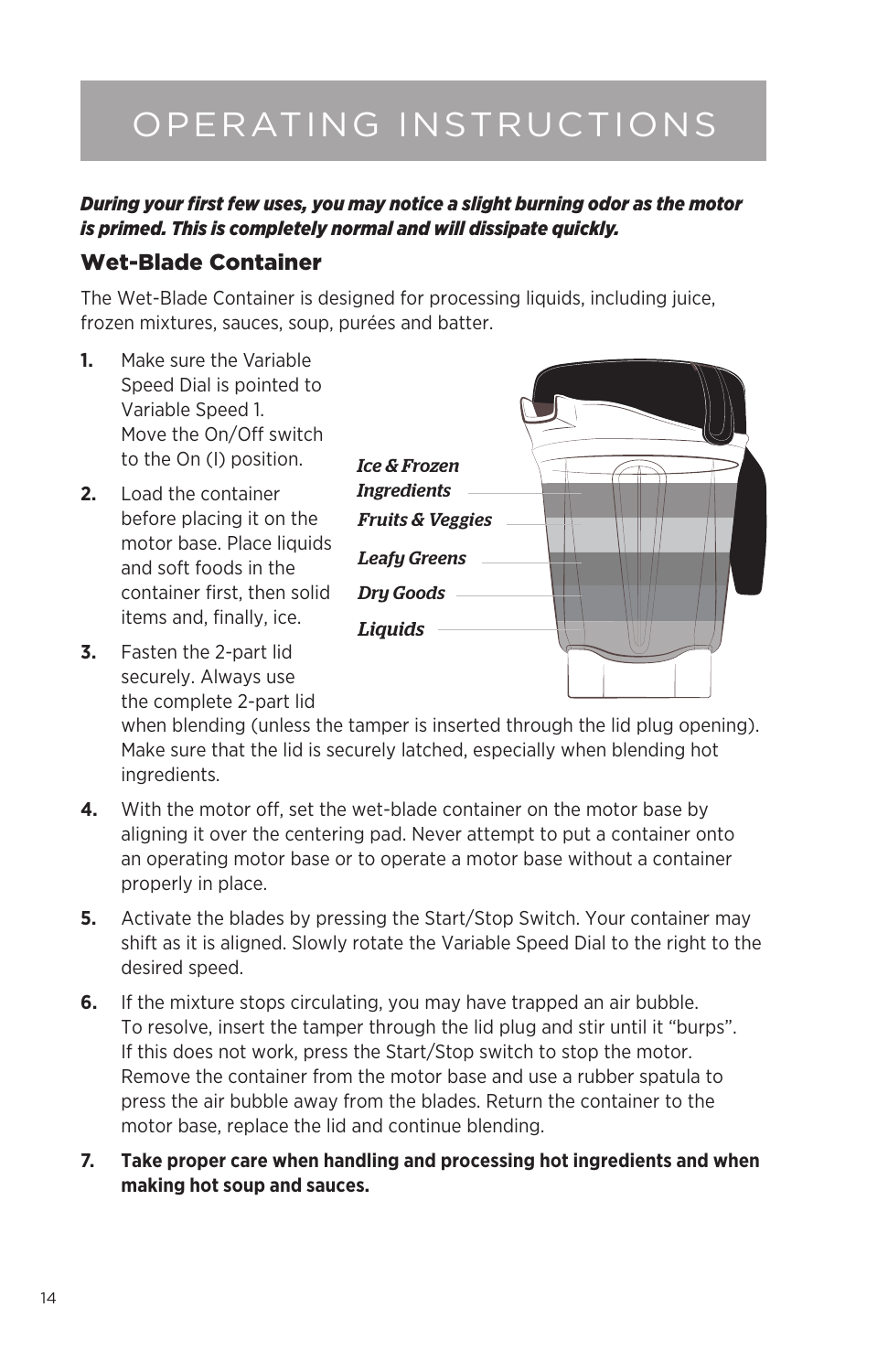# OPERATING INSTRUCTIONS

***During your first few uses, you may notice a slight burning odor as the motor is primed. This is completely normal and will dissipate quickly.***

## Wet-Blade Container

The Wet-Blade Container is designed for processing liquids, including juice, frozen mixtures, sauces, soup, purées and batter.

1. Make sure the Variable Speed Dial is pointed to Variable Speed 1. Move the On/Off switch to the On (I) position.
2. Load the container before placing it on the motor base. Place liquids and soft foods in the container first, then solid items and, finally, ice.
3. Fasten the 2-part lid securely. Always use the complete 2-part lid when blending (unless the tamper is inserted through the lid plug opening). Make sure that the lid is securely latched, especially when blending hot ingredients.
4. With the motor off, set the wet-blade container on the motor base by aligning it over the centering pad. Never attempt to put a container onto an operating motor base or to operate a motor base without a container properly in place.
5. Activate the blades by pressing the Start/Stop Switch. Your container may shift as it is aligned. Slowly rotate the Variable Speed Dial to the right to the desired speed.
6. If the mixture stops circulating, you may have trapped an air bubble. To resolve, insert the tamper through the lid plug and stir until it "burps". If this does not work, press the Start/Stop switch to stop the motor. Remove the container from the motor base and use a rubber spatula to press the air bubble away from the blades. Return the container to the motor base, replace the lid and continue blending.
7. **Take proper care when handling and processing hot ingredients and when making hot soup and sauces.**

*Ice & Frozen Ingredients*

*Fruits & Veggies*

*Leafy Greens*

*Dry Goods*

*Liquids*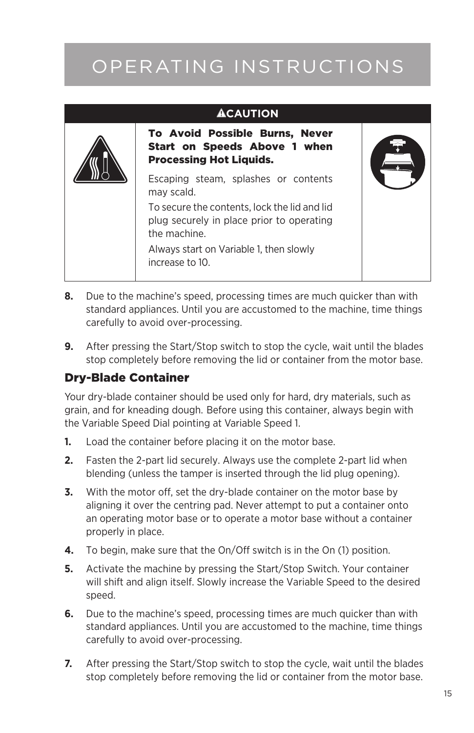# OPERATING INSTRUCTIONS

| ⚠CAUTION |
| --- |
| **To Avoid Possible Burns, Never Start on Speeds Above 1 when Processing Hot Liquids.**<br><br>Escaping steam, splashes or contents may scald.<br><br>To secure the contents, lock the lid and lid plug securely in place prior to operating the machine.<br><br>Always start on Variable 1, then slowly increase to 10. |

8. Due to the machine's speed, processing times are much quicker than with standard appliances. Until you are accustomed to the machine, time things carefully to avoid over-processing.

9. After pressing the Start/Stop switch to stop the cycle, wait until the blades stop completely before removing the lid or container from the motor base.

### Dry-Blade Container

Your dry-blade container should be used only for hard, dry materials, such as grain, and for kneading dough. Before using this container, always begin with the Variable Speed Dial pointing at Variable Speed 1.

1. Load the container before placing it on the motor base.

2. Fasten the 2-part lid securely. Always use the complete 2-part lid when blending (unless the tamper is inserted through the lid plug opening).

3. With the motor off, set the dry-blade container on the motor base by aligning it over the centring pad. Never attempt to put a container onto an operating motor base or to operate a motor base without a container properly in place.

4. To begin, make sure that the On/Off switch is in the On (1) position.

5. Activate the machine by pressing the Start/Stop Switch. Your container will shift and align itself. Slowly increase the Variable Speed to the desired speed.

6. Due to the machine's speed, processing times are much quicker than with standard appliances. Until you are accustomed to the machine, time things carefully to avoid over-processing.

7. After pressing the Start/Stop switch to stop the cycle, wait until the blades stop completely before removing the lid or container from the motor base.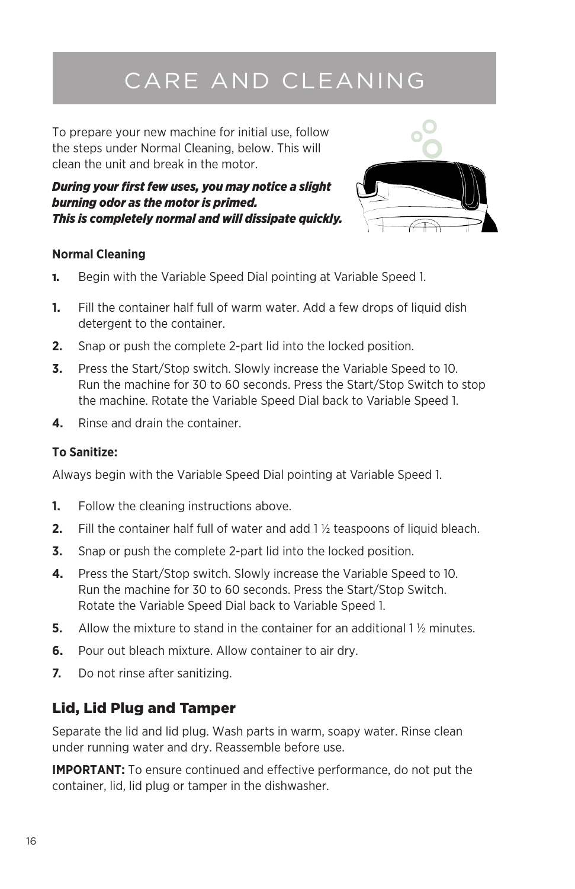# CARE AND CLEANING

To prepare your new machine for initial use, follow the steps under Normal Cleaning, below. This will clean the unit and break in the motor.

***During your first few uses, you may notice a slight burning odor as the motor is primed. This is completely normal and will dissipate quickly.***

**Normal Cleaning**

**1.** Begin with the Variable Speed Dial pointing at Variable Speed 1.

**1.** Fill the container half full of warm water. Add a few drops of liquid dish detergent to the container.

**2.** Snap or push the complete 2-part lid into the locked position.

**3.** Press the Start/Stop switch. Slowly increase the Variable Speed to 10. Run the machine for 30 to 60 seconds. Press the Start/Stop Switch to stop the machine. Rotate the Variable Speed Dial back to Variable Speed 1.

**4.** Rinse and drain the container.

**To Sanitize:**

Always begin with the Variable Speed Dial pointing at Variable Speed 1.

1. Follow the cleaning instructions above.
2. Fill the container half full of water and add 1 ½ teaspoons of liquid bleach.
3. Snap or push the complete 2-part lid into the locked position.
4. Press the Start/Stop switch. Slowly increase the Variable Speed to 10. Run the machine for 30 to 60 seconds. Press the Start/Stop Switch. Rotate the Variable Speed Dial back to Variable Speed 1.
5. Allow the mixture to stand in the container for an additional 1 ½ minutes.
6. Pour out bleach mixture. Allow container to air dry.
7. Do not rinse after sanitizing.

## Lid, Lid Plug and Tamper

Separate the lid and lid plug. Wash parts in warm, soapy water. Rinse clean under running water and dry. Reassemble before use.

**IMPORTANT:** To ensure continued and effective performance, do not put the container, lid, lid plug or tamper in the dishwasher.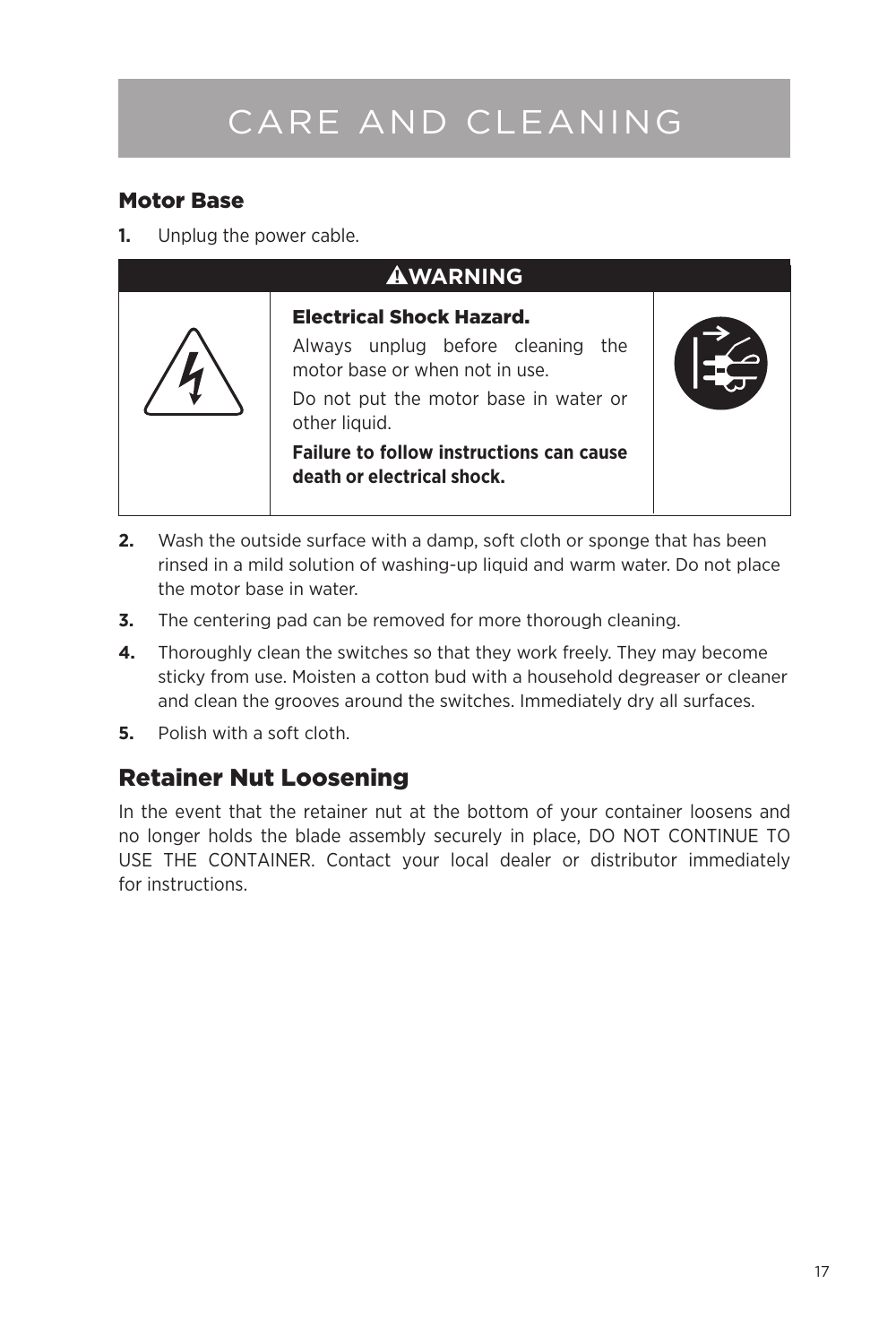# CARE AND CLEANING

### Motor Base

1. Unplug the power cable.

| ⚠WARNING | | |
|---|---|---|
| | **Electrical Shock Hazard.**<br>Always unplug before cleaning the motor base or when not in use.<br>Do not put the motor base in water or other liquid.<br>**Failure to follow instructions can cause death or electrical shock.** | |

2. Wash the outside surface with a damp, soft cloth or sponge that has been rinsed in a mild solution of washing-up liquid and warm water. Do not place the motor base in water.
3. The centering pad can be removed for more thorough cleaning.
4. Thoroughly clean the switches so that they work freely. They may become sticky from use. Moisten a cotton bud with a household degreaser or cleaner and clean the grooves around the switches. Immediately dry all surfaces.
5. Polish with a soft cloth.

## Retainer Nut Loosening

In the event that the retainer nut at the bottom of your container loosens and no longer holds the blade assembly securely in place, DO NOT CONTINUE TO USE THE CONTAINER. Contact your local dealer or distributor immediately for instructions.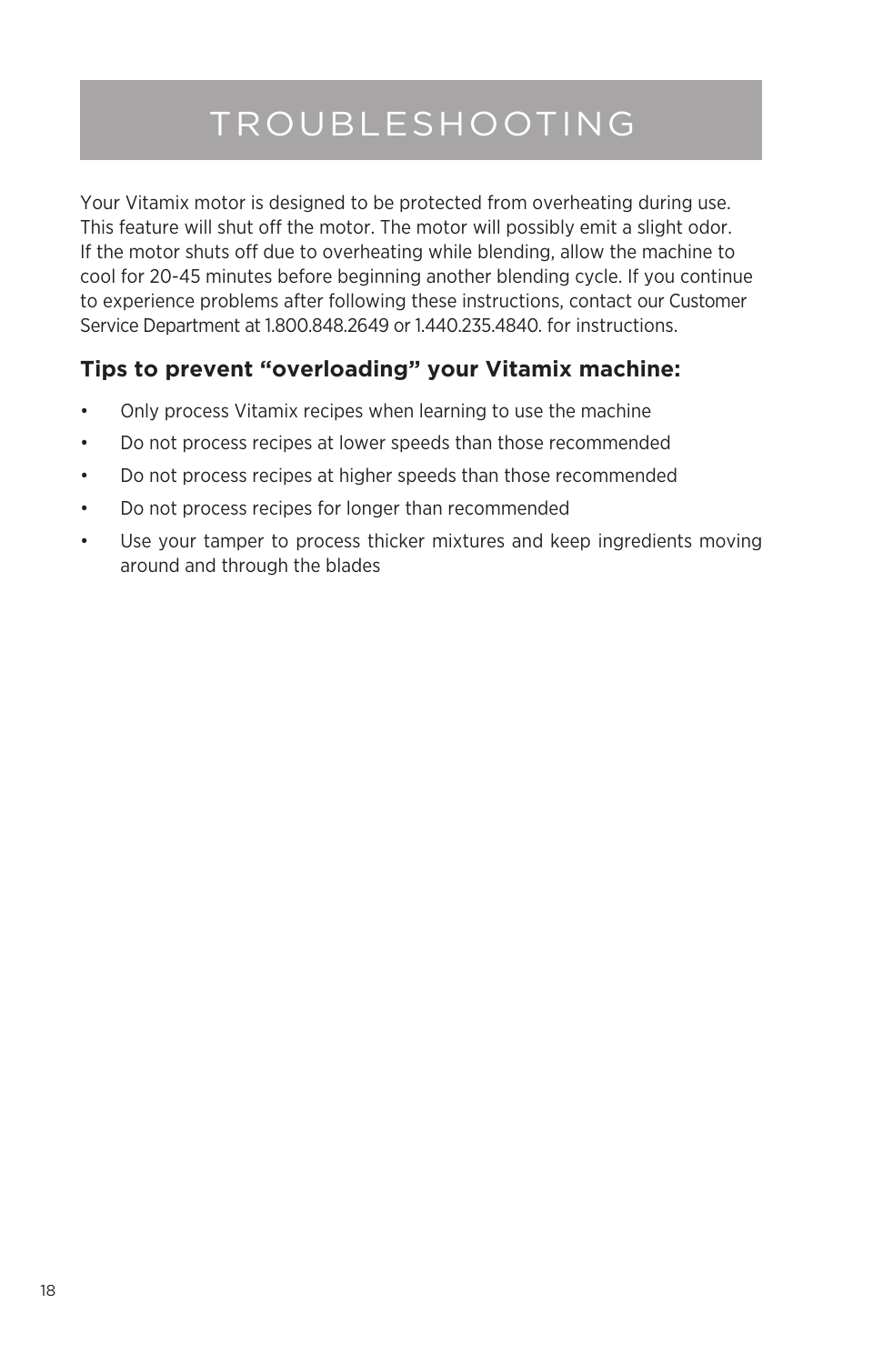# TROUBLESHOOTING

Your Vitamix motor is designed to be protected from overheating during use. This feature will shut off the motor. The motor will possibly emit a slight odor. If the motor shuts off due to overheating while blending, allow the machine to cool for 20-45 minutes before beginning another blending cycle. If you continue to experience problems after following these instructions, contact our Customer Service Department at 1.800.848.2649 or 1.440.235.4840. for instructions.

### Tips to prevent "overloading" your Vitamix machine:

- Only process Vitamix recipes when learning to use the machine
- Do not process recipes at lower speeds than those recommended
- Do not process recipes at higher speeds than those recommended
- Do not process recipes for longer than recommended
- Use your tamper to process thicker mixtures and keep ingredients moving around and through the blades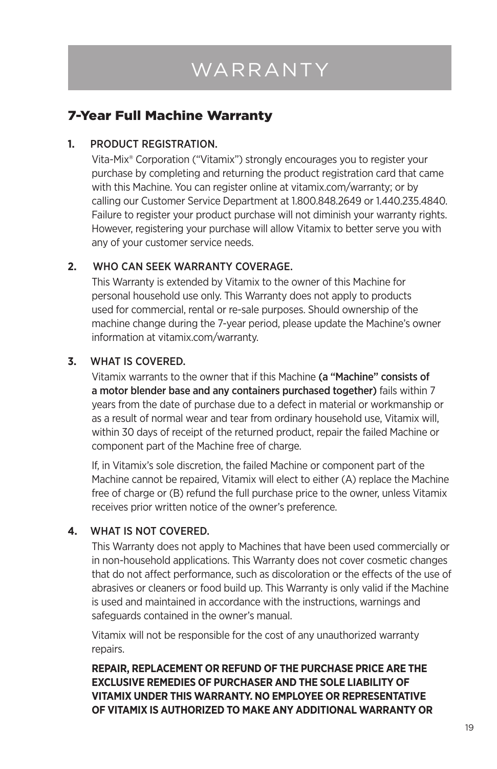# WARRANTY

## 7-Year Full Machine Warranty

**1.** PRODUCT REGISTRATION.

Vita-Mix® Corporation ("Vitamix") strongly encourages you to register your purchase by completing and returning the product registration card that came with this Machine. You can register online at vitamix.com/warranty; or by calling our Customer Service Department at 1.800.848.2649 or 1.440.235.4840. Failure to register your product purchase will not diminish your warranty rights. However, registering your purchase will allow Vitamix to better serve you with any of your customer service needs.

**2.** WHO CAN SEEK WARRANTY COVERAGE.

This Warranty is extended by Vitamix to the owner of this Machine for personal household use only. This Warranty does not apply to products used for commercial, rental or re-sale purposes. Should ownership of the machine change during the 7-year period, please update the Machine's owner information at vitamix.com/warranty.

**3.** WHAT IS COVERED.

Vitamix warrants to the owner that if this Machine (a "Machine" consists of a motor blender base and any containers purchased together) fails within 7 years from the date of purchase due to a defect in material or workmanship or as a result of normal wear and tear from ordinary household use, Vitamix will, within 30 days of receipt of the returned product, repair the failed Machine or component part of the Machine free of charge.

If, in Vitamix's sole discretion, the failed Machine or component part of the Machine cannot be repaired, Vitamix will elect to either (A) replace the Machine free of charge or (B) refund the full purchase price to the owner, unless Vitamix receives prior written notice of the owner's preference.

**4.** WHAT IS NOT COVERED.

This Warranty does not apply to Machines that have been used commercially or in non-household applications. This Warranty does not cover cosmetic changes that do not affect performance, such as discoloration or the effects of the use of abrasives or cleaners or food build up. This Warranty is only valid if the Machine is used and maintained in accordance with the instructions, warnings and safeguards contained in the owner's manual.

Vitamix will not be responsible for the cost of any unauthorized warranty repairs.

**REPAIR, REPLACEMENT OR REFUND OF THE PURCHASE PRICE ARE THE EXCLUSIVE REMEDIES OF PURCHASER AND THE SOLE LIABILITY OF VITAMIX UNDER THIS WARRANTY. NO EMPLOYEE OR REPRESENTATIVE OF VITAMIX IS AUTHORIZED TO MAKE ANY ADDITIONAL WARRANTY OR**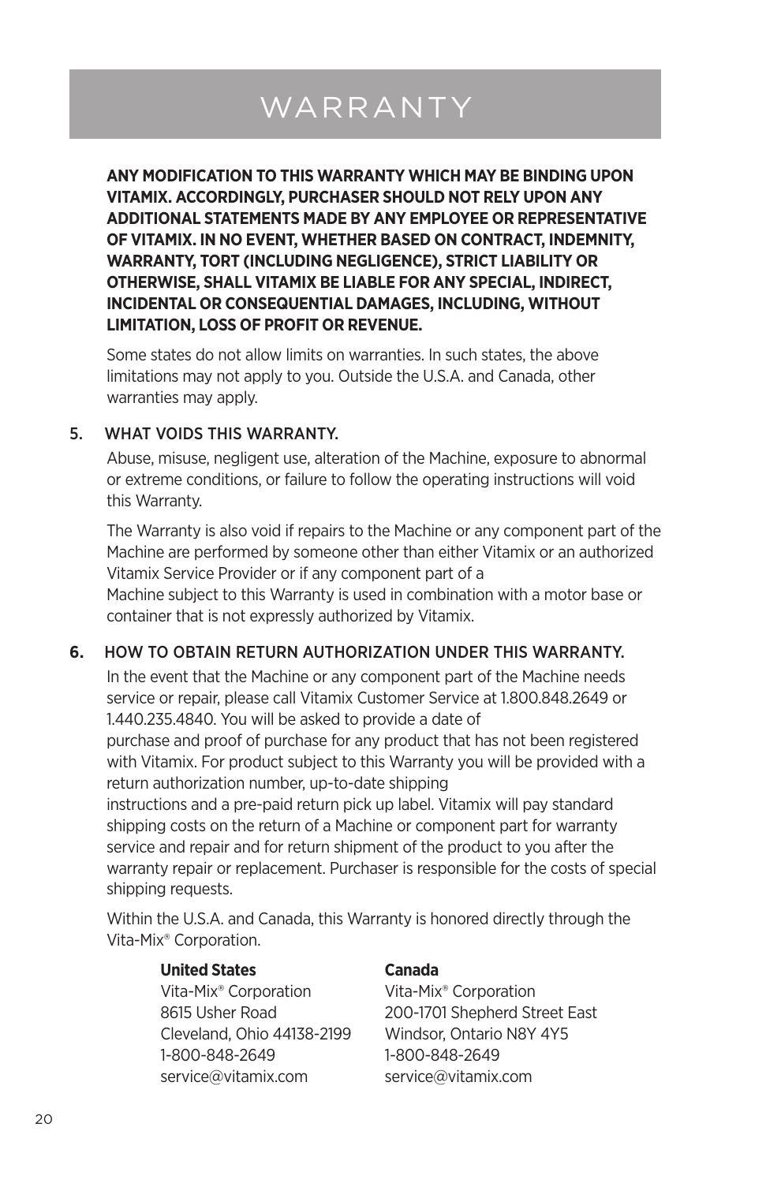# WARRANTY

**ANY MODIFICATION TO THIS WARRANTY WHICH MAY BE BINDING UPON VITAMIX. ACCORDINGLY, PURCHASER SHOULD NOT RELY UPON ANY ADDITIONAL STATEMENTS MADE BY ANY EMPLOYEE OR REPRESENTATIVE OF VITAMIX. IN NO EVENT, WHETHER BASED ON CONTRACT, INDEMNITY, WARRANTY, TORT (INCLUDING NEGLIGENCE), STRICT LIABILITY OR OTHERWISE, SHALL VITAMIX BE LIABLE FOR ANY SPECIAL, INDIRECT, INCIDENTAL OR CONSEQUENTIAL DAMAGES, INCLUDING, WITHOUT LIMITATION, LOSS OF PROFIT OR REVENUE.**

Some states do not allow limits on warranties. In such states, the above limitations may not apply to you. Outside the U.S.A. and Canada, other warranties may apply.

5. WHAT VOIDS THIS WARRANTY.

   Abuse, misuse, negligent use, alteration of the Machine, exposure to abnormal or extreme conditions, or failure to follow the operating instructions will void this Warranty.

   The Warranty is also void if repairs to the Machine or any component part of the Machine are performed by someone other than either Vitamix or an authorized Vitamix Service Provider or if any component part of a Machine subject to this Warranty is used in combination with a motor base or container that is not expressly authorized by Vitamix.

**6.** HOW TO OBTAIN RETURN AUTHORIZATION UNDER THIS WARRANTY.

   In the event that the Machine or any component part of the Machine needs service or repair, please call Vitamix Customer Service at 1.800.848.2649 or 1.440.235.4840. You will be asked to provide a date of purchase and proof of purchase for any product that has not been registered with Vitamix. For product subject to this Warranty you will be provided with a return authorization number, up-to-date shipping instructions and a pre-paid return pick up label. Vitamix will pay standard shipping costs on the return of a Machine or component part for warranty service and repair and for return shipment of the product to you after the warranty repair or replacement. Purchaser is responsible for the costs of special shipping requests.

   Within the U.S.A. and Canada, this Warranty is honored directly through the Vita-Mix® Corporation.

**United States**
Vita-Mix® Corporation
8615 Usher Road
Cleveland, Ohio 44138-2199
1-800-848-2649
service@vitamix.com

**Canada**
Vita-Mix® Corporation
200-1701 Shepherd Street East
Windsor, Ontario N8Y 4Y5
1-800-848-2649
service@vitamix.com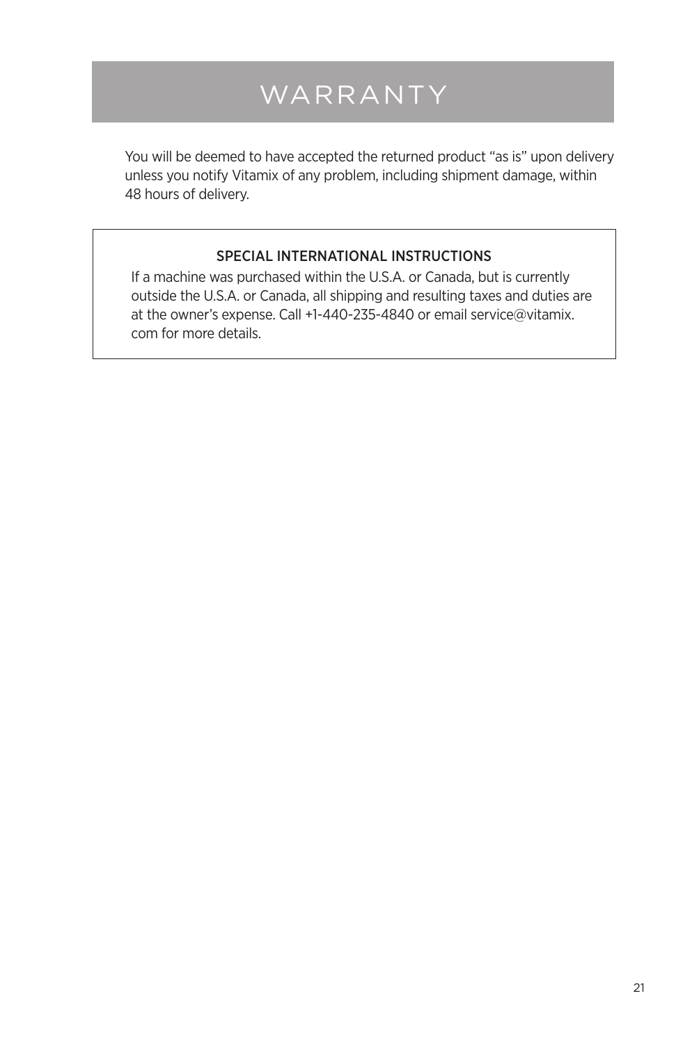# WARRANTY

You will be deemed to have accepted the returned product “as is” upon delivery unless you notify Vitamix of any problem, including shipment damage, within 48 hours of delivery.

### SPECIAL INTERNATIONAL INSTRUCTIONS

If a machine was purchased within the U.S.A. or Canada, but is currently outside the U.S.A. or Canada, all shipping and resulting taxes and duties are at the owner’s expense. Call +1-440-235-4840 or email service@vitamix.com for more details.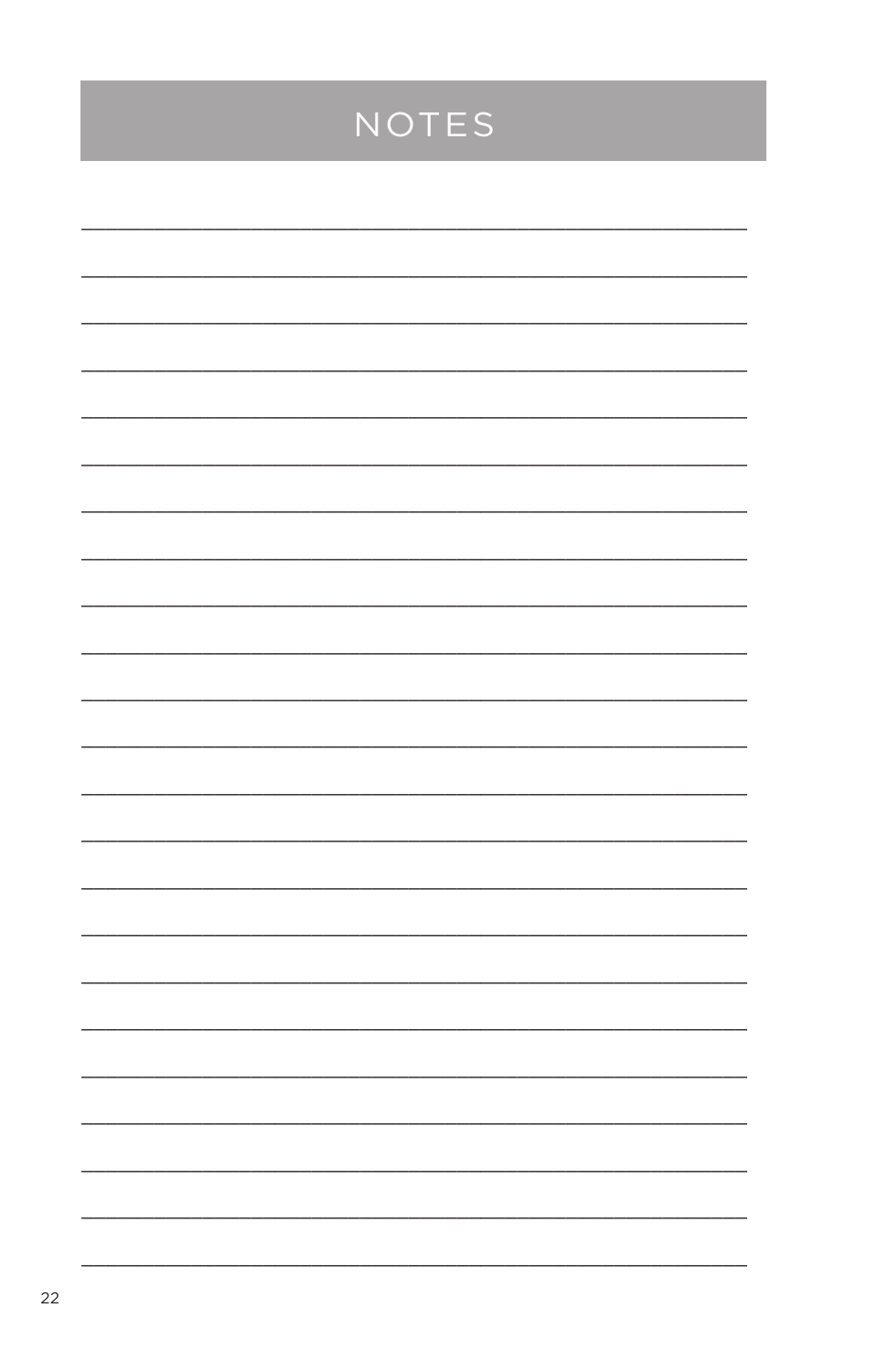# NOTES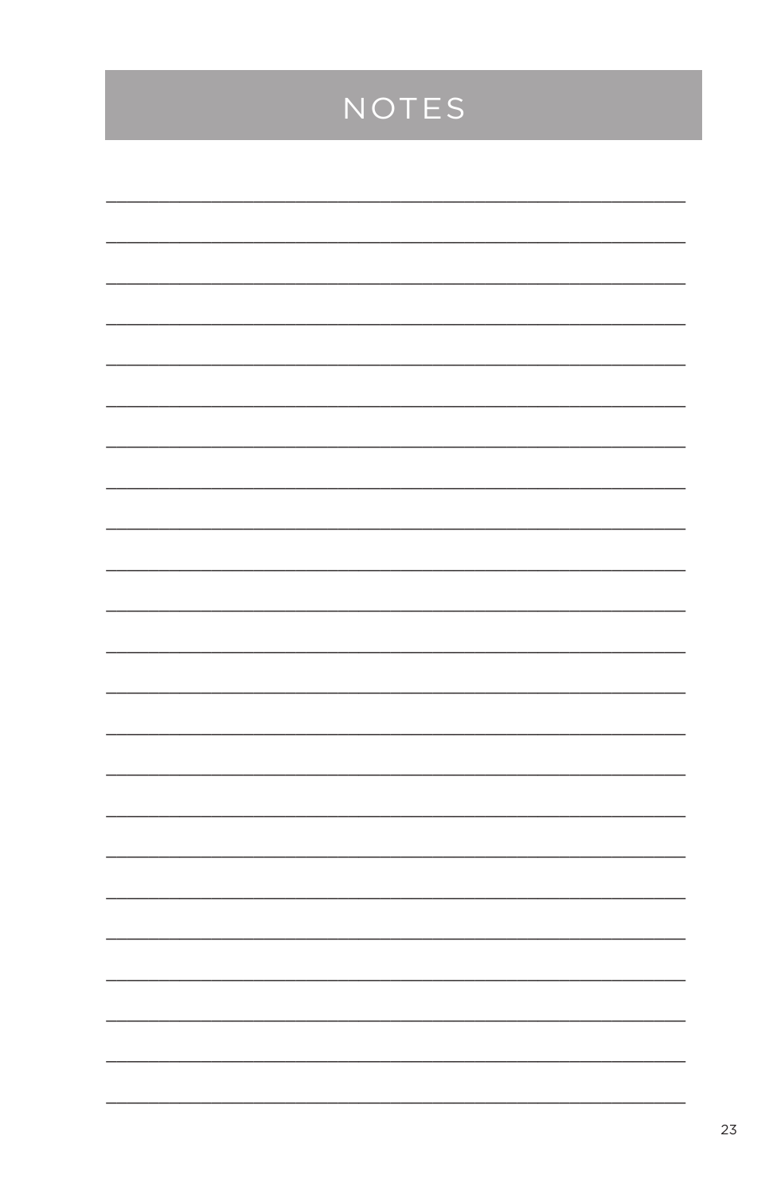# NOTES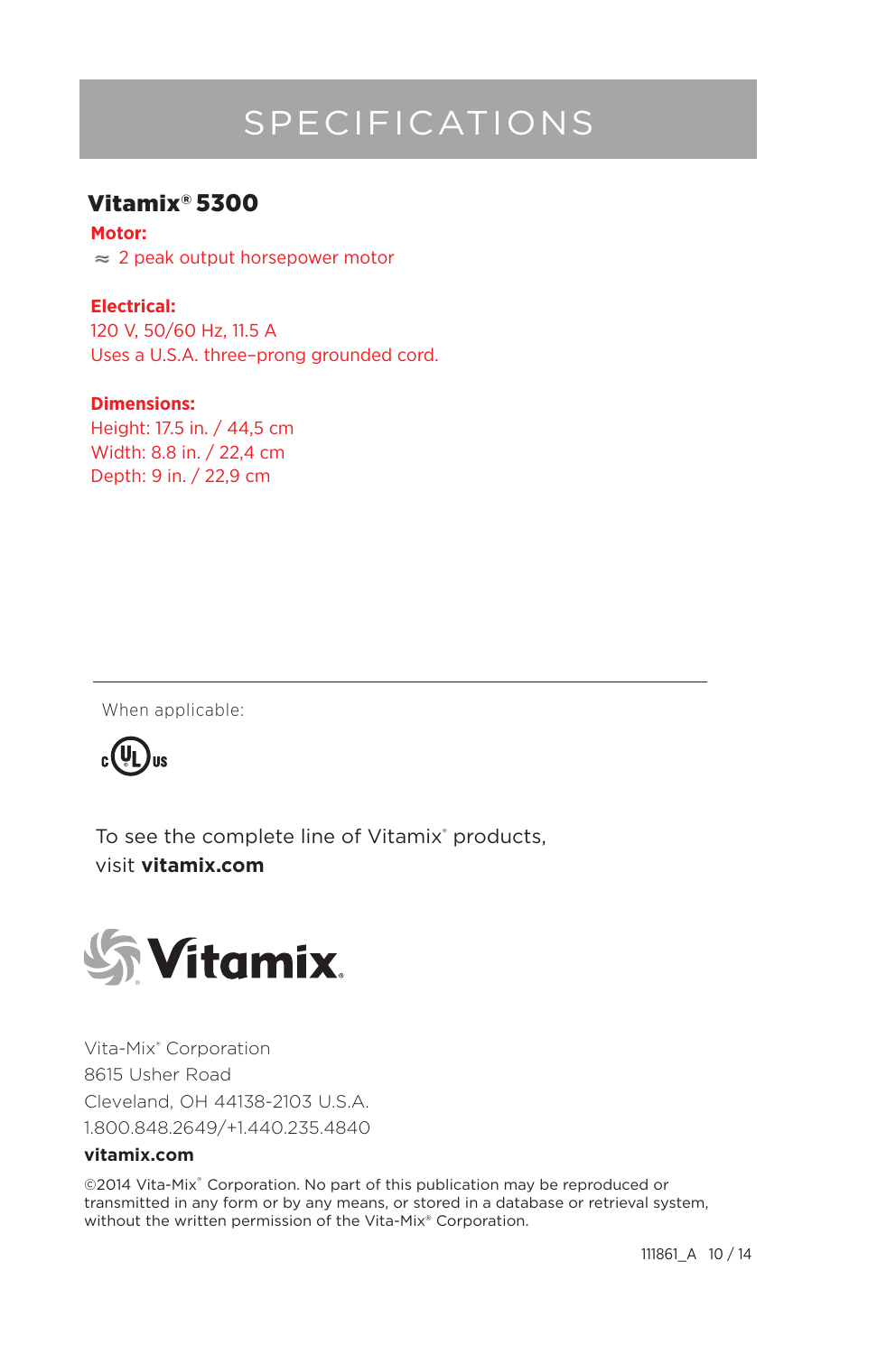# SPECIFICATIONS

## Vitamix® 5300

**Motor:**

≈ 2 peak output horsepower motor

**Electrical:**

120 V, 50/60 Hz, 11.5 A

Uses a U.S.A. three–prong grounded cord.

**Dimensions:**

Height: 17.5 in. / 44,5 cm

Width: 8.8 in. / 22,4 cm

Depth: 9 in. / 22,9 cm

---

When applicable:

c UL us

To see the complete line of Vitamix® products, visit **vitamix.com**

Vitamix®

Vita-Mix® Corporation
8615 Usher Road
Cleveland, OH 44138-2103 U.S.A.
1.800.848.2649/+1.440.235.4840

**vitamix.com**

©2014 Vita-Mix® Corporation. No part of this publication may be reproduced or transmitted in any form or by any means, or stored in a database or retrieval system, without the written permission of the Vita-Mix® Corporation.

111861_A 10 / 14